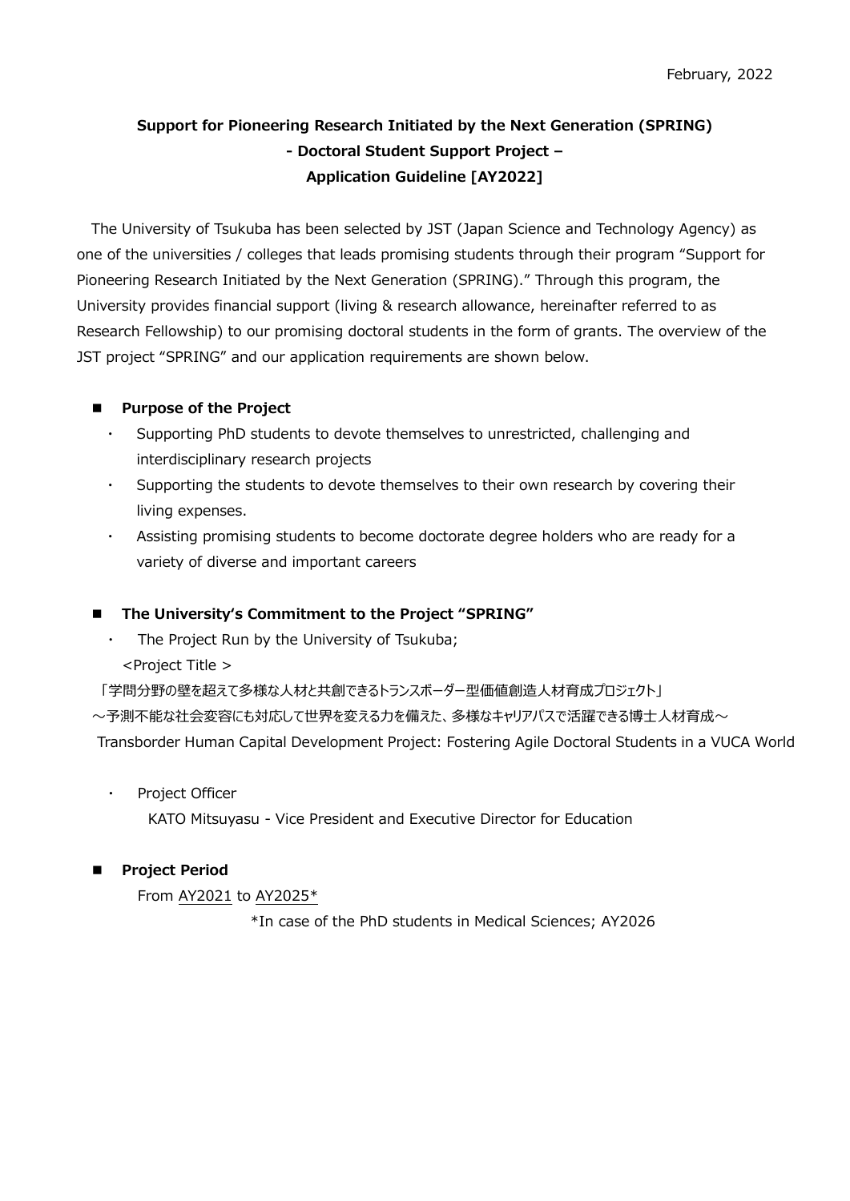February, 2022

**Support for Pioneering Research Initiated by the Next Generation (SPRING)**
**- Doctoral Student Support Project –**
**Application Guideline [AY2022]**

The University of Tsukuba has been selected by JST (Japan Science and Technology Agency) as one of the universities / colleges that leads promising students through their program "Support for Pioneering Research Initiated by the Next Generation (SPRING)." Through this program, the University provides financial support (living & research allowance, hereinafter referred to as Research Fellowship) to our promising doctoral students in the form of grants. The overview of the JST project "SPRING" and our application requirements are shown below.

## ■ Purpose of the Project

- Supporting PhD students to devote themselves to unrestricted, challenging and interdisciplinary research projects
- Supporting the students to devote themselves to their own research by covering their living expenses.
- Assisting promising students to become doctorate degree holders who are ready for a variety of diverse and important careers

## ■ The University's Commitment to the Project "SPRING"

- The Project Run by the University of Tsukuba;

  <Project Title >

「学問分野の壁を超えて多様な人材と共創できるトランスボーダー型価値創造人材育成プロジェクト」
～予測不能な社会変容にも対応して世界を変える力を備えた、多様なキャリアパスで活躍できる博士人材育成～
Transborder Human Capital Development Project: Fostering Agile Doctoral Students in a VUCA World

- Project Officer

  KATO Mitsuyasu - Vice President and Executive Director for Education

## ■ Project Period

From AY2021 to AY2025*

*In case of the PhD students in Medical Sciences; AY2026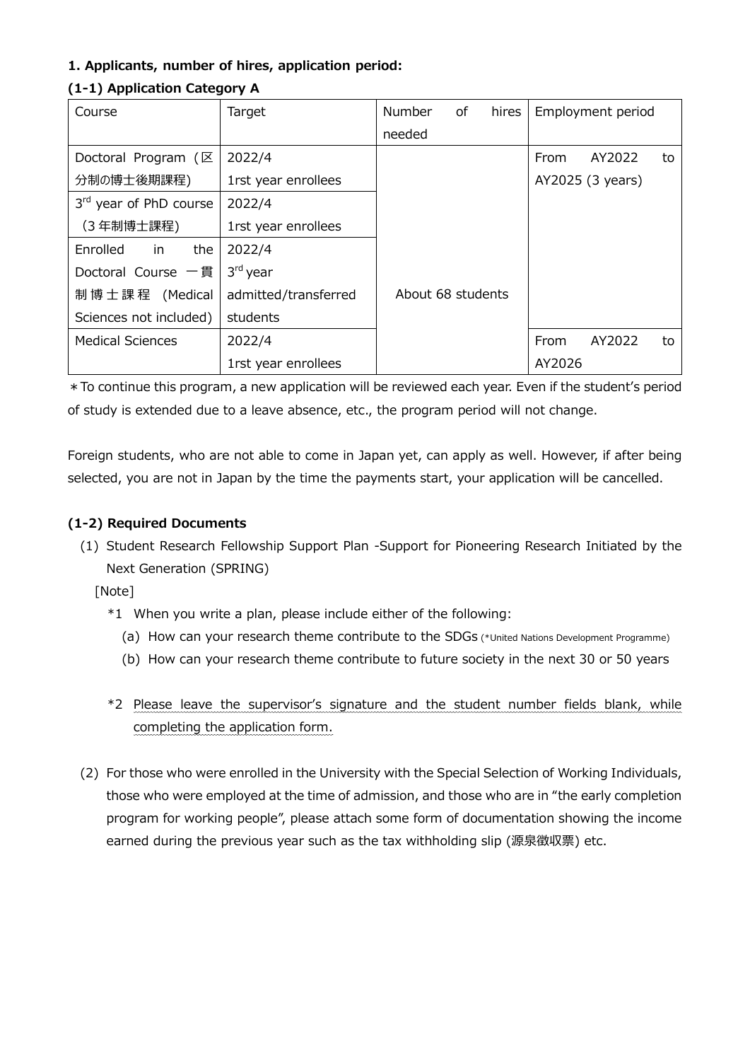**1. Applicants, number of hires, application period:**

**(1-1) Application Category A**

| Course | Target | Number of hires needed | Employment period |
|---|---|---|---|
| Doctoral Program (区分制の博士後期課程) | 2022/4 1rst year enrollees | About 68 students | From AY2022 to AY2025 (3 years) |
| 3rd year of PhD course (3年制博士課程) | 2022/4 1rst year enrollees | | |
| Enrolled in the Doctoral Course 一貫制博士課程 (Medical Sciences not included) | 2022/4 3rd year admitted/transferred students | | |
| Medical Sciences | 2022/4 1rst year enrollees | | From AY2022 to AY2026 |

＊To continue this program, a new application will be reviewed each year. Even if the student's period of study is extended due to a leave absence, etc., the program period will not change.

Foreign students, who are not able to come in Japan yet, can apply as well. However, if after being selected, you are not in Japan by the time the payments start, your application will be cancelled.

**(1-2) Required Documents**

(1) Student Research Fellowship Support Plan -Support for Pioneering Research Initiated by the Next Generation (SPRING)

[Note]

*1 When you write a plan, please include either of the following:

(a) How can your research theme contribute to the SDGs (*United Nations Development Programme)

(b) How can your research theme contribute to future society in the next 30 or 50 years

*2 Please leave the supervisor's signature and the student number fields blank, while completing the application form.

(2) For those who were enrolled in the University with the Special Selection of Working Individuals, those who were employed at the time of admission, and those who are in "the early completion program for working people", please attach some form of documentation showing the income earned during the previous year such as the tax withholding slip (源泉徴収票) etc.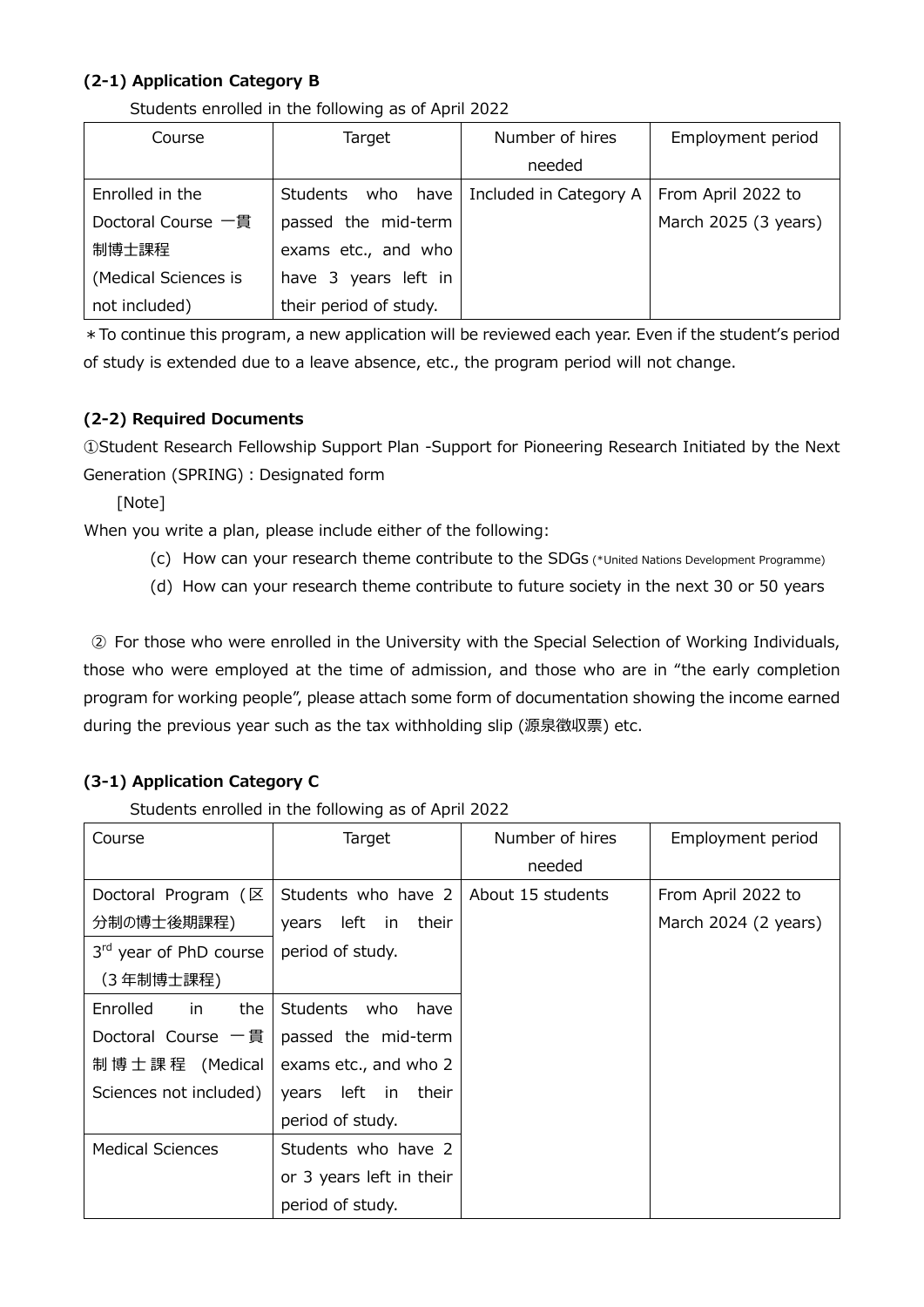### (2-1) Application Category B

Students enrolled in the following as of April 2022

| Course | Target | Number of hires needed | Employment period |
|---|---|---|---|
| Enrolled in the Doctoral Course 一貫制博士課程 (Medical Sciences is not included) | Students who have passed the mid-term exams etc., and who have 3 years left in their period of study. | Included in Category A | From April 2022 to March 2025 (3 years) |

＊To continue this program, a new application will be reviewed each year. Even if the student's period of study is extended due to a leave absence, etc., the program period will not change.

### (2-2) Required Documents

①Student Research Fellowship Support Plan -Support for Pioneering Research Initiated by the Next Generation (SPRING) : Designated form

[Note]

When you write a plan, please include either of the following:

(c) How can your research theme contribute to the SDGs (*United Nations Development Programme)

(d) How can your research theme contribute to future society in the next 30 or 50 years

② For those who were enrolled in the University with the Special Selection of Working Individuals, those who were employed at the time of admission, and those who are in "the early completion program for working people", please attach some form of documentation showing the income earned during the previous year such as the tax withholding slip (源泉徴収票) etc.

### (3-1) Application Category C

Students enrolled in the following as of April 2022

| Course | Target | Number of hires needed | Employment period |
|---|---|---|---|
| Doctoral Program (区分制の博士後期課程) | Students who have 2 years left in their period of study. | About 15 students | From April 2022 to March 2024 (2 years) |
| 3rd year of PhD course (3年制博士課程) | | | |
| Enrolled in the Doctoral Course 一貫制博士課程 (Medical Sciences not included) | Students who have passed the mid-term exams etc., and who 2 years left in their period of study. | | |
| Medical Sciences | Students who have 2 or 3 years left in their period of study. | | |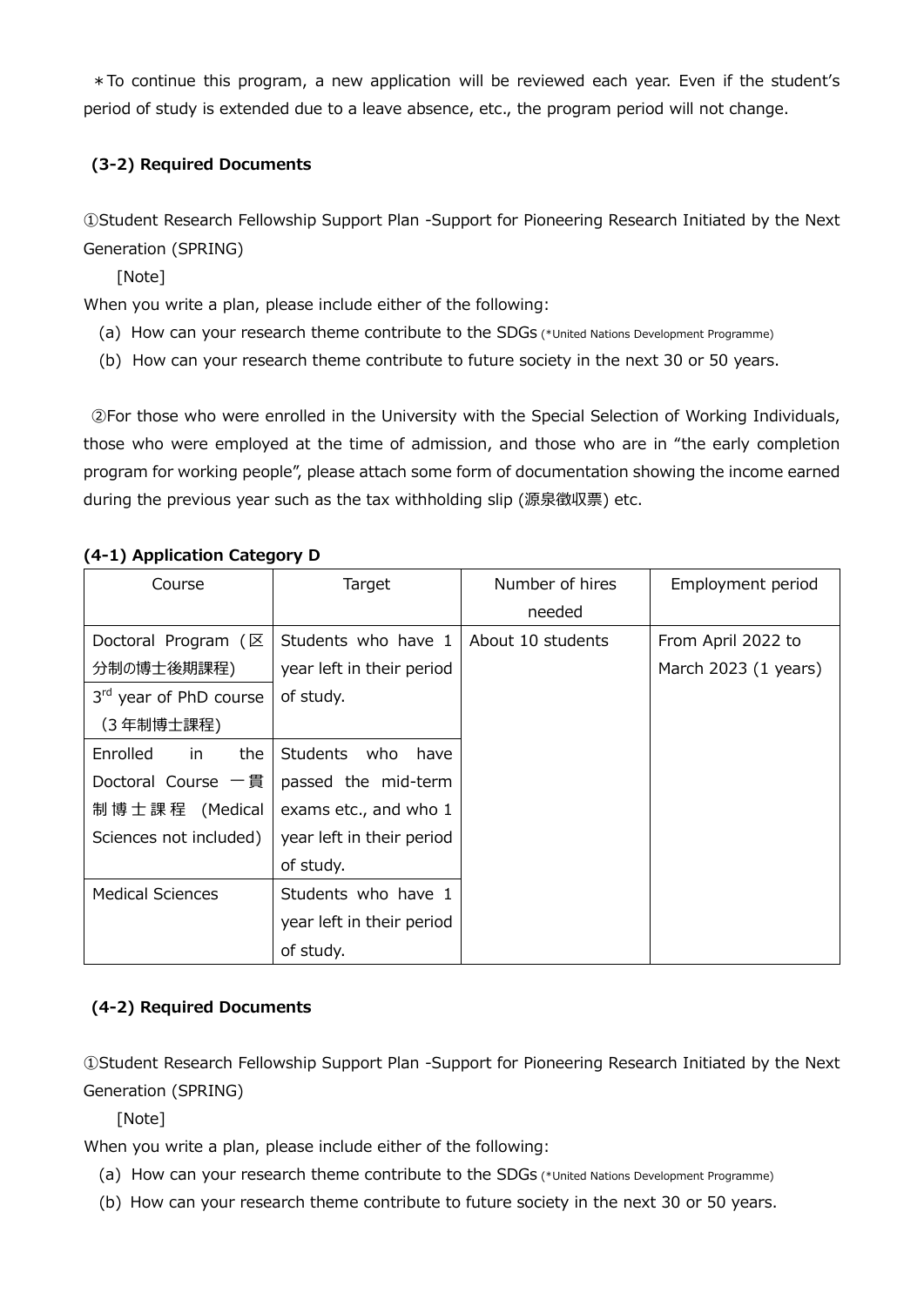＊To continue this program, a new application will be reviewed each year. Even if the student's period of study is extended due to a leave absence, etc., the program period will not change.

### (3-2) Required Documents

①Student Research Fellowship Support Plan -Support for Pioneering Research Initiated by the Next Generation (SPRING)

[Note]

When you write a plan, please include either of the following:

(a) How can your research theme contribute to the SDGs (*United Nations Development Programme)

(b) How can your research theme contribute to future society in the next 30 or 50 years.

②For those who were enrolled in the University with the Special Selection of Working Individuals, those who were employed at the time of admission, and those who are in "the early completion program for working people", please attach some form of documentation showing the income earned during the previous year such as the tax withholding slip (源泉徴収票) etc.

### (4-1) Application Category D

| Course | Target | Number of hires needed | Employment period |
| --- | --- | --- | --- |
| Doctoral Program (区分制の博士後期課程) 3rd year of PhD course (3年制博士課程) | Students who have 1 year left in their period of study. | About 10 students | From April 2022 to March 2023 (1 years) |
| Enrolled in the Doctoral Course 一貫制博士課程 (Medical Sciences not included) | Students who have passed the mid-term exams etc., and who 1 year left in their period of study. | | |
| Medical Sciences | Students who have 1 year left in their period of study. | | |

### (4-2) Required Documents

①Student Research Fellowship Support Plan -Support for Pioneering Research Initiated by the Next Generation (SPRING)

[Note]

When you write a plan, please include either of the following:

(a) How can your research theme contribute to the SDGs (*United Nations Development Programme)

(b) How can your research theme contribute to future society in the next 30 or 50 years.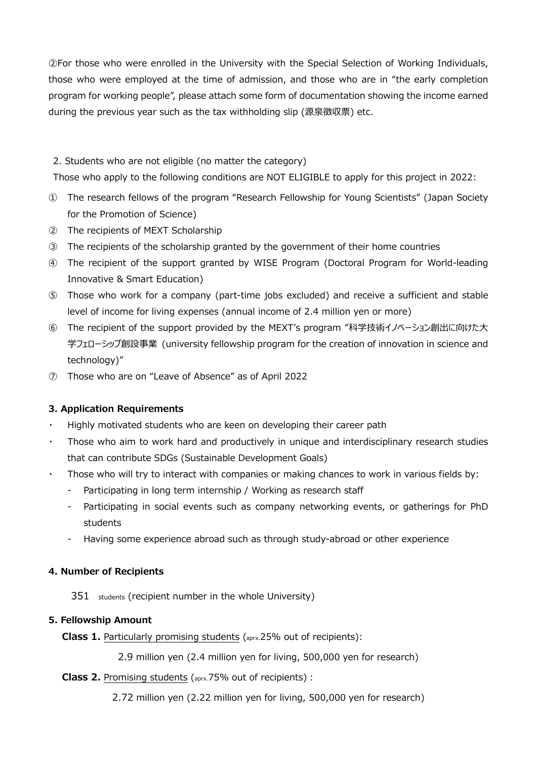②For those who were enrolled in the University with the Special Selection of Working Individuals, those who were employed at the time of admission, and those who are in "the early completion program for working people", please attach some form of documentation showing the income earned during the previous year such as the tax withholding slip (源泉徴収票) etc.

2. Students who are not eligible (no matter the category)

Those who apply to the following conditions are NOT ELIGIBLE to apply for this project in 2022:

① The research fellows of the program "Research Fellowship for Young Scientists" (Japan Society for the Promotion of Science)
② The recipients of MEXT Scholarship
③ The recipients of the scholarship granted by the government of their home countries
④ The recipient of the support granted by WISE Program (Doctoral Program for World-leading Innovative & Smart Education)
⑤ Those who work for a company (part-time jobs excluded) and receive a sufficient and stable level of income for living expenses (annual income of 2.4 million yen or more)
⑥ The recipient of the support provided by the MEXT's program "科学技術イノベーション創出に向けた大学フェローシップ創設事業 (university fellowship program for the creation of innovation in science and technology)"
⑦ Those who are on "Leave of Absence" as of April 2022

**3. Application Requirements**

- Highly motivated students who are keen on developing their career path
- Those who aim to work hard and productively in unique and interdisciplinary research studies that can contribute SDGs (Sustainable Development Goals)
- Those who will try to interact with companies or making chances to work in various fields by:
  - Participating in long term internship / Working as research staff
  - Participating in social events such as company networking events, or gatherings for PhD students
  - Having some experience abroad such as through study-abroad or other experience

**4. Number of Recipients**

351 students (recipient number in the whole University)

**5. Fellowship Amount**

**Class 1.** Particularly promising students (aprx.25% out of recipients):

2.9 million yen (2.4 million yen for living, 500,000 yen for research)

**Class 2.** Promising students (aprx.75% out of recipients) :

2.72 million yen (2.22 million yen for living, 500,000 yen for research)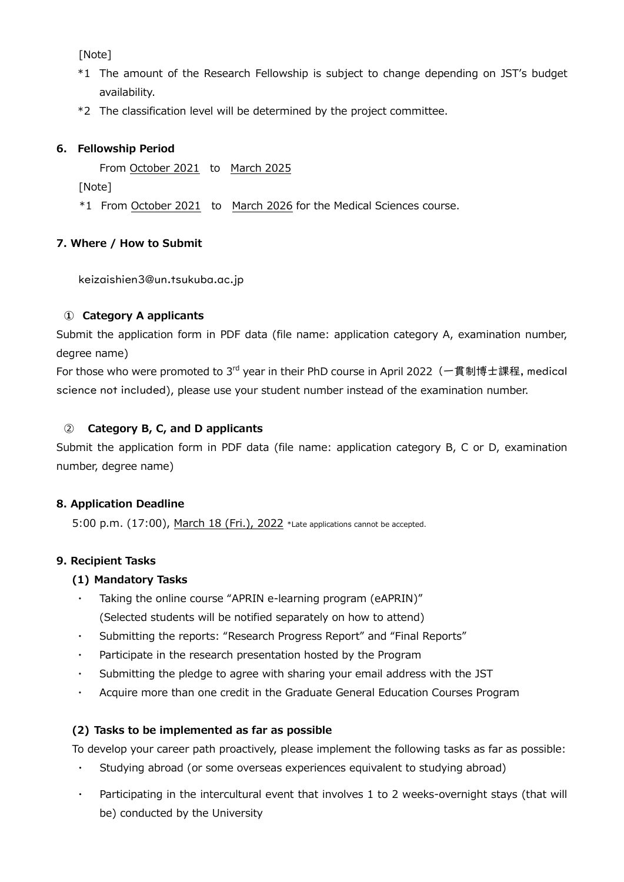[Note]

*1 The amount of the Research Fellowship is subject to change depending on JST's budget availability.

*2 The classification level will be determined by the project committee.

## 6. Fellowship Period

From October 2021 to March 2025

[Note]

*1 From October 2021 to March 2026 for the Medical Sciences course.

## 7. Where / How to Submit

keizaishien3@un.tsukuba.ac.jp

### ① Category A applicants

Submit the application form in PDF data (file name: application category A, examination number, degree name)

For those who were promoted to 3rd year in their PhD course in April 2022（一貫制博士課程, medical science not included), please use your student number instead of the examination number.

### ② Category B, C, and D applicants

Submit the application form in PDF data (file name: application category B, C or D, examination number, degree name)

## 8. Application Deadline

5:00 p.m. (17:00), March 18 (Fri.), 2022 *Late applications cannot be accepted.

## 9. Recipient Tasks

### (1) Mandatory Tasks

- Taking the online course "APRIN e-learning program (eAPRIN)" (Selected students will be notified separately on how to attend)
- Submitting the reports: "Research Progress Report" and "Final Reports"
- Participate in the research presentation hosted by the Program
- Submitting the pledge to agree with sharing your email address with the JST
- Acquire more than one credit in the Graduate General Education Courses Program

### (2) Tasks to be implemented as far as possible

To develop your career path proactively, please implement the following tasks as far as possible:

- Studying abroad (or some overseas experiences equivalent to studying abroad)
- Participating in the intercultural event that involves 1 to 2 weeks-overnight stays (that will be) conducted by the University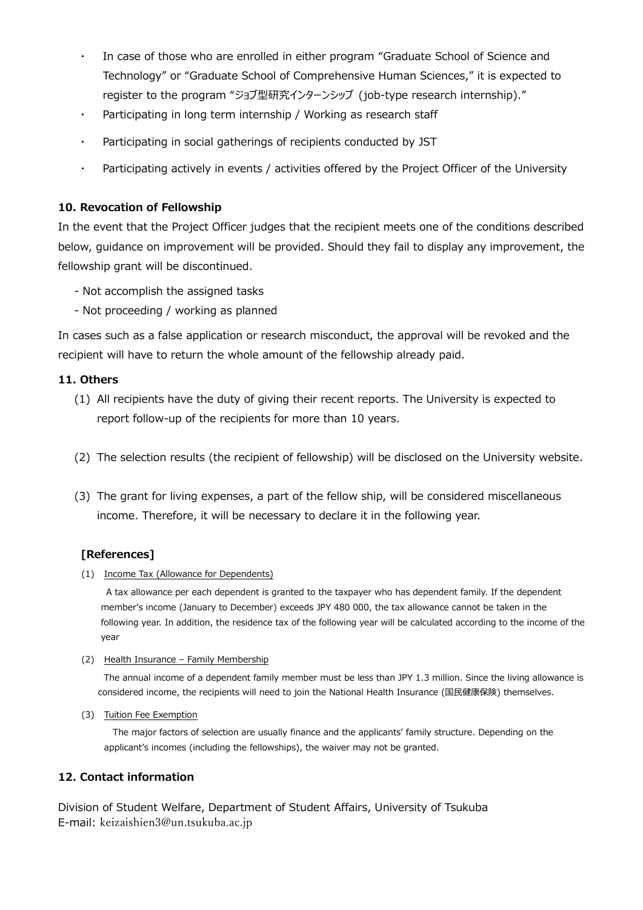- In case of those who are enrolled in either program "Graduate School of Science and Technology" or "Graduate School of Comprehensive Human Sciences," it is expected to register to the program "ジョブ型研究インターンシップ (job-type research internship)."
- Participating in long term internship / Working as research staff
- Participating in social gatherings of recipients conducted by JST
- Participating actively in events / activities offered by the Project Officer of the University

**10. Revocation of Fellowship**

In the event that the Project Officer judges that the recipient meets one of the conditions described below, guidance on improvement will be provided. Should they fail to display any improvement, the fellowship grant will be discontinued.

- Not accomplish the assigned tasks
- Not proceeding / working as planned

In cases such as a false application or research misconduct, the approval will be revoked and the recipient will have to return the whole amount of the fellowship already paid.

**11. Others**

(1) All recipients have the duty of giving their recent reports. The University is expected to report follow-up of the recipients for more than 10 years.

(2) The selection results (the recipient of fellowship) will be disclosed on the University website.

(3) The grant for living expenses, a part of the fellow ship, will be considered miscellaneous income. Therefore, it will be necessary to declare it in the following year.

**[References]**

(1) Income Tax (Allowance for Dependents)

A tax allowance per each dependent is granted to the taxpayer who has dependent family. If the dependent member's income (January to December) exceeds JPY 480 000, the tax allowance cannot be taken in the following year. In addition, the residence tax of the following year will be calculated according to the income of the year

(2) Health Insurance – Family Membership

The annual income of a dependent family member must be less than JPY 1.3 million. Since the living allowance is considered income, the recipients will need to join the National Health Insurance (国民健康保険) themselves.

(3) Tuition Fee Exemption

The major factors of selection are usually finance and the applicants' family structure. Depending on the applicant's incomes (including the fellowships), the waiver may not be granted.

**12. Contact information**

Division of Student Welfare, Department of Student Affairs, University of Tsukuba
E-mail: keizaishien3@un.tsukuba.ac.jp